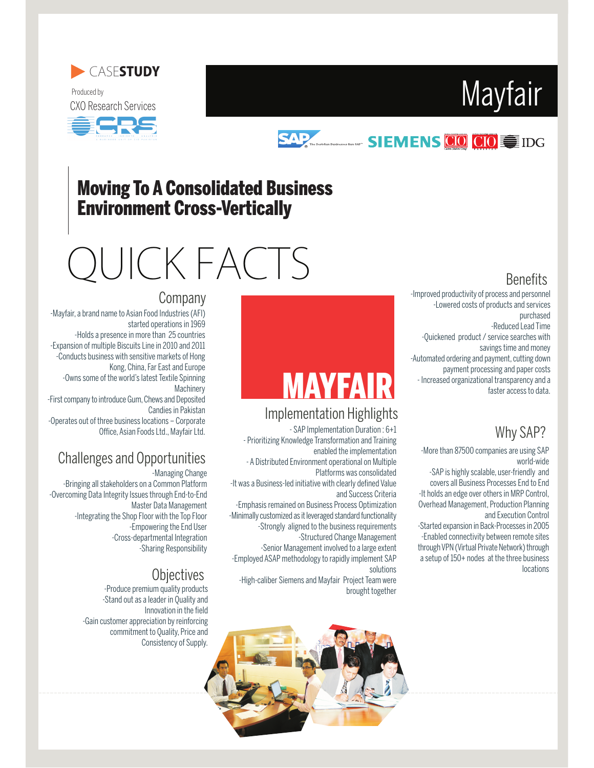CASE**STUDY**

Produced by
CXO Research Services

# Mayfair

## Moving To A Consolidated Business Environment Cross-Vertically

# QUICK FACTS

### Company

- Mayfair, a brand name to Asian Food Industries (AFI) started operations in 1969
- Holds a presence in more than 25 countries
- Expansion of multiple Biscuits Line in 2010 and 2011
- Conducts business with sensitive markets of Hong Kong, China, Far East and Europe
- Owns some of the world's latest Textile Spinning Machinery
- First company to introduce Gum, Chews and Deposited Candies in Pakistan
- Operates out of three business locations – Corporate Office, Asian Foods Ltd., Mayfair Ltd.

### Challenges and Opportunities

- Managing Change
- Bringing all stakeholders on a Common Platform
- Overcoming Data Integrity Issues through End-to-End Master Data Management
- Integrating the Shop Floor with the Top Floor
- Empowering the End User
- Cross-departmental Integration
- Sharing Responsibility

### Objectives

- Produce premium quality products
- Stand out as a leader in Quality and Innovation in the field
- Gain customer appreciation by reinforcing commitment to Quality, Price and Consistency of Supply.

MAYFAIR

### Implementation Highlights

- SAP Implementation Duration : 6+1
- Prioritizing Knowledge Transformation and Training enabled the implementation
- A Distributed Environment operational on Multiple Platforms was consolidated
- It was a Business-led initiative with clearly defined Value and Success Criteria
- Emphasis remained on Business Process Optimization
- Minimally customized as it leveraged standard functionality
- Strongly aligned to the business requirements
- Structured Change Management
- Senior Management involved to a large extent
- Employed ASAP methodology to rapidly implement SAP solutions
- High-caliber Siemens and Mayfair Project Team were brought together

### Benefits

- Improved productivity of process and personnel
- Lowered costs of products and services purchased
- Reduced Lead Time
- Quickened product / service searches with savings time and money
- Automated ordering and payment, cutting down payment processing and paper costs
- Increased organizational transparency and a faster access to data.

### Why SAP?

- More than 87500 companies are using SAP world-wide
- SAP is highly scalable, user-friendly and covers all Business Processes End to End
- It holds an edge over others in MRP Control, Overhead Management, Production Planning and Execution Control
- Started expansion in Back-Processes in 2005
- Enabled connectivity between remote sites through VPN (Virtual Private Network) through a setup of 150+ nodes at the three business locations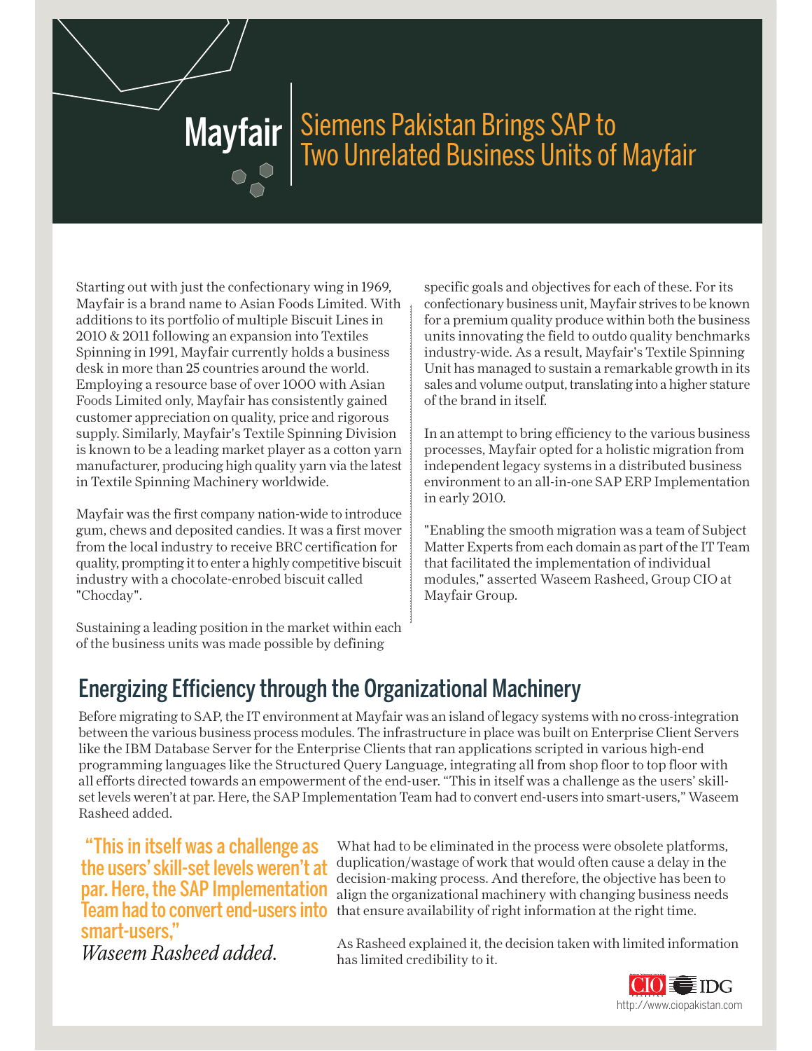# Mayfair

## Siemens Pakistan Brings SAP to Two Unrelated Business Units of Mayfair

Starting out with just the confectionary wing in 1969, Mayfair is a brand name to Asian Foods Limited. With additions to its portfolio of multiple Biscuit Lines in 2010 & 2011 following an expansion into Textiles Spinning in 1991, Mayfair currently holds a business desk in more than 25 countries around the world. Employing a resource base of over 1000 with Asian Foods Limited only, Mayfair has consistently gained customer appreciation on quality, price and rigorous supply. Similarly, Mayfair's Textile Spinning Division is known to be a leading market player as a cotton yarn manufacturer, producing high quality yarn via the latest in Textile Spinning Machinery worldwide.

Mayfair was the first company nation-wide to introduce gum, chews and deposited candies. It was a first mover from the local industry to receive BRC certification for quality, prompting it to enter a highly competitive biscuit industry with a chocolate-enrobed biscuit called "Chocday".

Sustaining a leading position in the market within each of the business units was made possible by defining specific goals and objectives for each of these. For its confectionary business unit, Mayfair strives to be known for a premium quality produce within both the business units innovating the field to outdo quality benchmarks industry-wide. As a result, Mayfair's Textile Spinning Unit has managed to sustain a remarkable growth in its sales and volume output, translating into a higher stature of the brand in itself.

In an attempt to bring efficiency to the various business processes, Mayfair opted for a holistic migration from independent legacy systems in a distributed business environment to an all-in-one SAP ERP Implementation in early 2010.

"Enabling the smooth migration was a team of Subject Matter Experts from each domain as part of the IT Team that facilitated the implementation of individual modules," asserted Waseem Rasheed, Group CIO at Mayfair Group.

## Energizing Efficiency through the Organizational Machinery

Before migrating to SAP, the IT environment at Mayfair was an island of legacy systems with no cross-integration between the various business process modules. The infrastructure in place was built on Enterprise Client Servers like the IBM Database Server for the Enterprise Clients that ran applications scripted in various high-end programming languages like the Structured Query Language, integrating all from shop floor to top floor with all efforts directed towards an empowerment of the end-user. "This in itself was a challenge as the users' skill-set levels weren't at par. Here, the SAP Implementation Team had to convert end-users into smart-users," Waseem Rasheed added.

> "This in itself was a challenge as the users' skill-set levels weren't at par. Here, the SAP Implementation Team had to convert end-users into smart-users,"
> *Waseem Rasheed added.*

What had to be eliminated in the process were obsolete platforms, duplication/wastage of work that would often cause a delay in the decision-making process. And therefore, the objective has been to align the organizational machinery with changing business needs that ensure availability of right information at the right time.

As Rasheed explained it, the decision taken with limited information has limited credibility to it.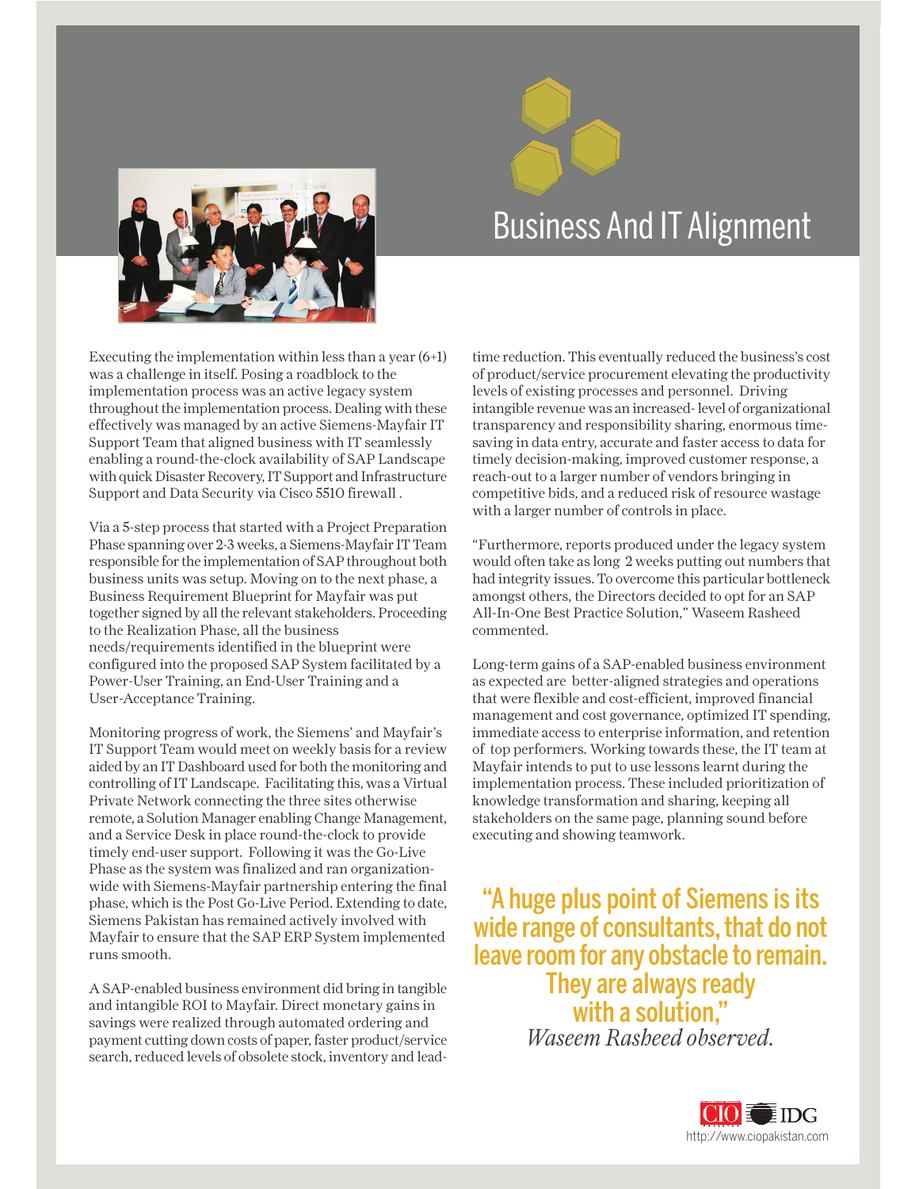# Business And IT Alignment

Executing the implementation within less than a year (6+1) was a challenge in itself. Posing a roadblock to the implementation process was an active legacy system throughout the implementation process. Dealing with these effectively was managed by an active Siemens-Mayfair IT Support Team that aligned business with IT seamlessly enabling a round-the-clock availability of SAP Landscape with quick Disaster Recovery, IT Support and Infrastructure Support and Data Security via Cisco 5510 firewall .

Via a 5-step process that started with a Project Preparation Phase spanning over 2-3 weeks, a Siemens-Mayfair IT Team responsible for the implementation of SAP throughout both business units was setup. Moving on to the next phase, a Business Requirement Blueprint for Mayfair was put together signed by all the relevant stakeholders. Proceeding to the Realization Phase, all the business needs/requirements identified in the blueprint were configured into the proposed SAP System facilitated by a Power-User Training, an End-User Training and a User-Acceptance Training.

Monitoring progress of work, the Siemens' and Mayfair's IT Support Team would meet on weekly basis for a review aided by an IT Dashboard used for both the monitoring and controlling of IT Landscape. Facilitating this, was a Virtual Private Network connecting the three sites otherwise remote, a Solution Manager enabling Change Management, and a Service Desk in place round-the-clock to provide timely end-user support. Following it was the Go-Live Phase as the system was finalized and ran organization-wide with Siemens-Mayfair partnership entering the final phase, which is the Post Go-Live Period. Extending to date, Siemens Pakistan has remained actively involved with Mayfair to ensure that the SAP ERP System implemented runs smooth.

A SAP-enabled business environment did bring in tangible and intangible ROI to Mayfair. Direct monetary gains in savings were realized through automated ordering and payment cutting down costs of paper, faster product/service search, reduced levels of obsolete stock, inventory and lead-time reduction. This eventually reduced the business's cost of product/service procurement elevating the productivity levels of existing processes and personnel. Driving intangible revenue was an increased- level of organizational transparency and responsibility sharing, enormous time-saving in data entry, accurate and faster access to data for timely decision-making, improved customer response, a reach-out to a larger number of vendors bringing in competitive bids, and a reduced risk of resource wastage with a larger number of controls in place.

"Furthermore, reports produced under the legacy system would often take as long 2 weeks putting out numbers that had integrity issues. To overcome this particular bottleneck amongst others, the Directors decided to opt for an SAP All-In-One Best Practice Solution," Waseem Rasheed commented.

Long-term gains of a SAP-enabled business environment as expected are better-aligned strategies and operations that were flexible and cost-efficient, improved financial management and cost governance, optimized IT spending, immediate access to enterprise information, and retention of top performers. Working towards these, the IT team at Mayfair intends to put to use lessons learnt during the implementation process. These included prioritization of knowledge transformation and sharing, keeping all stakeholders on the same page, planning sound before executing and showing teamwork.

**"A huge plus point of Siemens is its wide range of consultants, that do not leave room for any obstacle to remain. They are always ready with a solution,"**
*Waseem Rasheed observed.*

CIO IDG
http://www.ciopakistan.com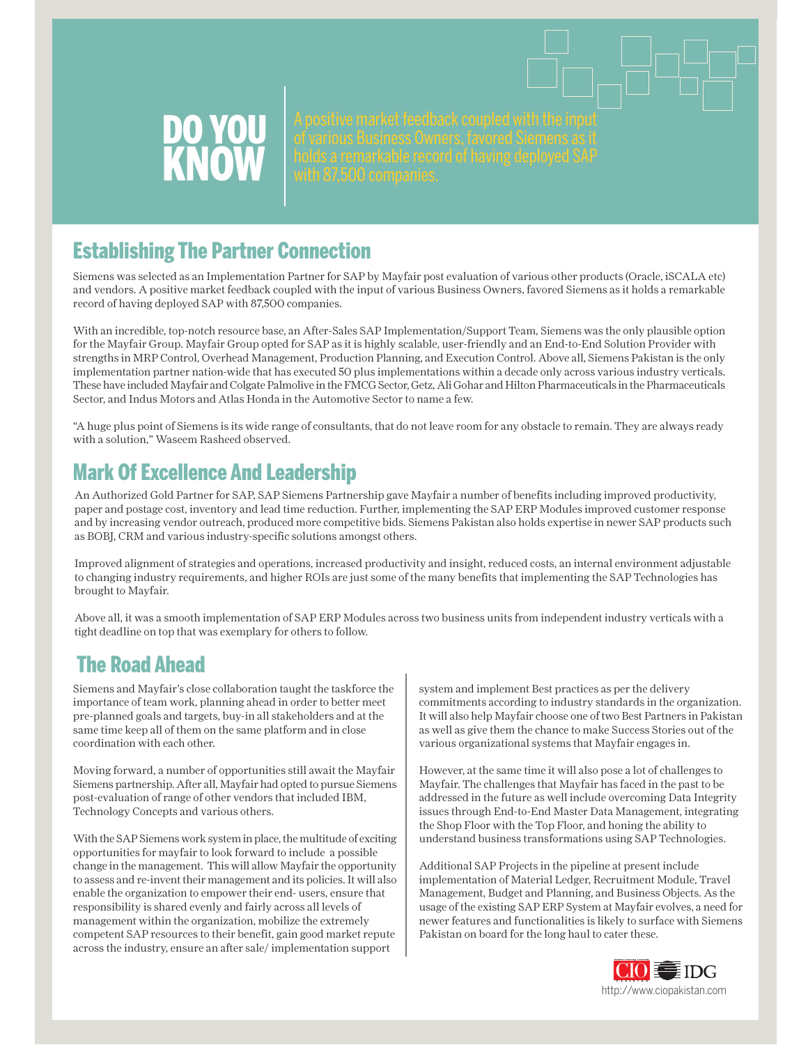## DO YOU KNOW

A positive market feedback coupled with the input of various Business Owners, favored Siemens as it holds a remarkable record of having deployed SAP with 87,500 companies.

## Establishing The Partner Connection

Siemens was selected as an Implementation Partner for SAP by Mayfair post evaluation of various other products (Oracle, iSCALA etc) and vendors. A positive market feedback coupled with the input of various Business Owners, favored Siemens as it holds a remarkable record of having deployed SAP with 87,500 companies.

With an incredible, top-notch resource base, an After-Sales SAP Implementation/Support Team, Siemens was the only plausible option for the Mayfair Group. Mayfair Group opted for SAP as it is highly scalable, user-friendly and an End-to-End Solution Provider with strengths in MRP Control, Overhead Management, Production Planning, and Execution Control. Above all, Siemens Pakistan is the only implementation partner nation-wide that has executed 50 plus implementations within a decade only across various industry verticals. These have included Mayfair and Colgate Palmolive in the FMCG Sector, Getz, Ali Gohar and Hilton Pharmaceuticals in the Pharmaceuticals Sector, and Indus Motors and Atlas Honda in the Automotive Sector to name a few.

"A huge plus point of Siemens is its wide range of consultants, that do not leave room for any obstacle to remain. They are always ready with a solution," Waseem Rasheed observed.

## Mark Of Excellence And Leadership

An Authorized Gold Partner for SAP, SAP Siemens Partnership gave Mayfair a number of benefits including improved productivity, paper and postage cost, inventory and lead time reduction. Further, implementing the SAP ERP Modules improved customer response and by increasing vendor outreach, produced more competitive bids. Siemens Pakistan also holds expertise in newer SAP products such as BOBJ, CRM and various industry-specific solutions amongst others.

Improved alignment of strategies and operations, increased productivity and insight, reduced costs, an internal environment adjustable to changing industry requirements, and higher ROIs are just some of the many benefits that implementing the SAP Technologies has brought to Mayfair.

Above all, it was a smooth implementation of SAP ERP Modules across two business units from independent industry verticals with a tight deadline on top that was exemplary for others to follow.

## The Road Ahead

Siemens and Mayfair's close collaboration taught the taskforce the importance of team work, planning ahead in order to better meet pre-planned goals and targets, buy-in all stakeholders and at the same time keep all of them on the same platform and in close coordination with each other.

Moving forward, a number of opportunities still await the Mayfair Siemens partnership. After all, Mayfair had opted to pursue Siemens post-evaluation of range of other vendors that included IBM, Technology Concepts and various others.

With the SAP Siemens work system in place, the multitude of exciting opportunities for mayfair to look forward to include a possible change in the management. This will allow Mayfair the opportunity to assess and re-invent their management and its policies. It will also enable the organization to empower their end- users, ensure that responsibility is shared evenly and fairly across all levels of management within the organization, mobilize the extremely competent SAP resources to their benefit, gain good market repute across the industry, ensure an after sale/ implementation support system and implement Best practices as per the delivery commitments according to industry standards in the organization. It will also help Mayfair choose one of two Best Partners in Pakistan as well as give them the chance to make Success Stories out of the various organizational systems that Mayfair engages in.

However, at the same time it will also pose a lot of challenges to Mayfair. The challenges that Mayfair has faced in the past to be addressed in the future as well include overcoming Data Integrity issues through End-to-End Master Data Management, integrating the Shop Floor with the Top Floor, and honing the ability to understand business transformations using SAP Technologies.

Additional SAP Projects in the pipeline at present include implementation of Material Ledger, Recruitment Module, Travel Management, Budget and Planning, and Business Objects. As the usage of the existing SAP ERP System at Mayfair evolves, a need for newer features and functionalities is likely to surface with Siemens Pakistan on board for the long haul to cater these.

CIO IDG
http://www.ciopakistan.com